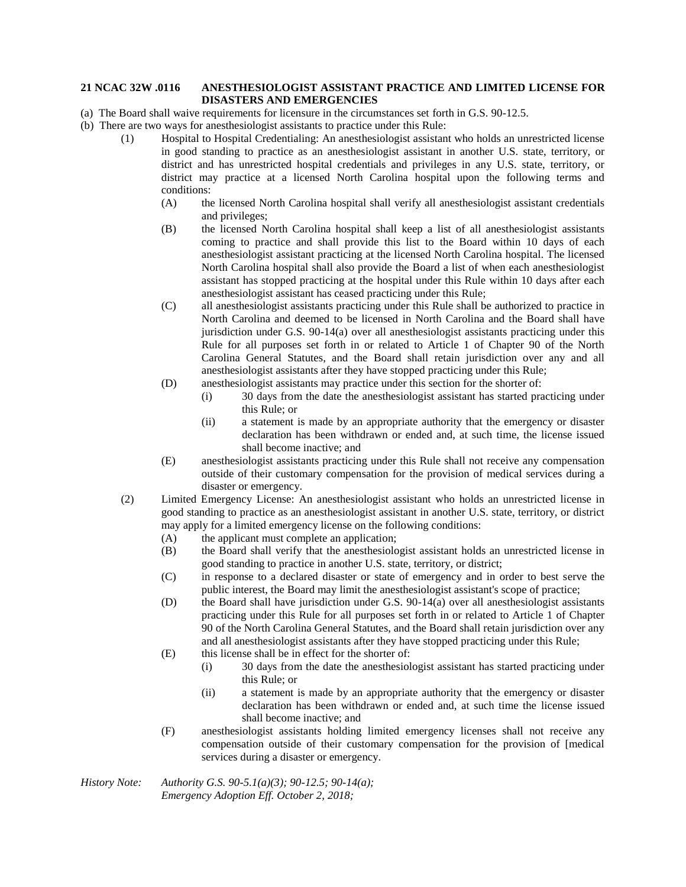**21 NCAC 32W .0116 ANESTHESIOLOGIST ASSISTANT PRACTICE AND LIMITED LICENSE FOR DISASTERS AND EMERGENCIES**

(a) The Board shall waive requirements for licensure in the circumstances set forth in G.S. 90-12.5.

(b) There are two ways for anesthesiologist assistants to practice under this Rule:

(1) Hospital to Hospital Credentialing: An anesthesiologist assistant who holds an unrestricted license in good standing to practice as an anesthesiologist assistant in another U.S. state, territory, or district and has unrestricted hospital credentials and privileges in any U.S. state, territory, or district may practice at a licensed North Carolina hospital upon the following terms and conditions:

(A) the licensed North Carolina hospital shall verify all anesthesiologist assistant credentials and privileges;

(B) the licensed North Carolina hospital shall keep a list of all anesthesiologist assistants coming to practice and shall provide this list to the Board within 10 days of each anesthesiologist assistant practicing at the licensed North Carolina hospital. The licensed North Carolina hospital shall also provide the Board a list of when each anesthesiologist assistant has stopped practicing at the hospital under this Rule within 10 days after each anesthesiologist assistant has ceased practicing under this Rule;

(C) all anesthesiologist assistants practicing under this Rule shall be authorized to practice in North Carolina and deemed to be licensed in North Carolina and the Board shall have jurisdiction under G.S. 90-14(a) over all anesthesiologist assistants practicing under this Rule for all purposes set forth in or related to Article 1 of Chapter 90 of the North Carolina General Statutes, and the Board shall retain jurisdiction over any and all anesthesiologist assistants after they have stopped practicing under this Rule;

(D) anesthesiologist assistants may practice under this section for the shorter of:

(i) 30 days from the date the anesthesiologist assistant has started practicing under this Rule; or

(ii) a statement is made by an appropriate authority that the emergency or disaster declaration has been withdrawn or ended and, at such time, the license issued shall become inactive; and

(E) anesthesiologist assistants practicing under this Rule shall not receive any compensation outside of their customary compensation for the provision of medical services during a disaster or emergency.

(2) Limited Emergency License: An anesthesiologist assistant who holds an unrestricted license in good standing to practice as an anesthesiologist assistant in another U.S. state, territory, or district may apply for a limited emergency license on the following conditions:

(A) the applicant must complete an application;

(B) the Board shall verify that the anesthesiologist assistant holds an unrestricted license in good standing to practice in another U.S. state, territory, or district;

(C) in response to a declared disaster or state of emergency and in order to best serve the public interest, the Board may limit the anesthesiologist assistant's scope of practice;

(D) the Board shall have jurisdiction under G.S. 90-14(a) over all anesthesiologist assistants practicing under this Rule for all purposes set forth in or related to Article 1 of Chapter 90 of the North Carolina General Statutes, and the Board shall retain jurisdiction over any and all anesthesiologist assistants after they have stopped practicing under this Rule;

(E) this license shall be in effect for the shorter of:

(i) 30 days from the date the anesthesiologist assistant has started practicing under this Rule; or

(ii) a statement is made by an appropriate authority that the emergency or disaster declaration has been withdrawn or ended and, at such time the license issued shall become inactive; and

(F) anesthesiologist assistants holding limited emergency licenses shall not receive any compensation outside of their customary compensation for the provision of [medical services during a disaster or emergency.

*History Note: Authority G.S. 90-5.1(a)(3); 90-12.5; 90-14(a);*
*Emergency Adoption Eff. October 2, 2018;*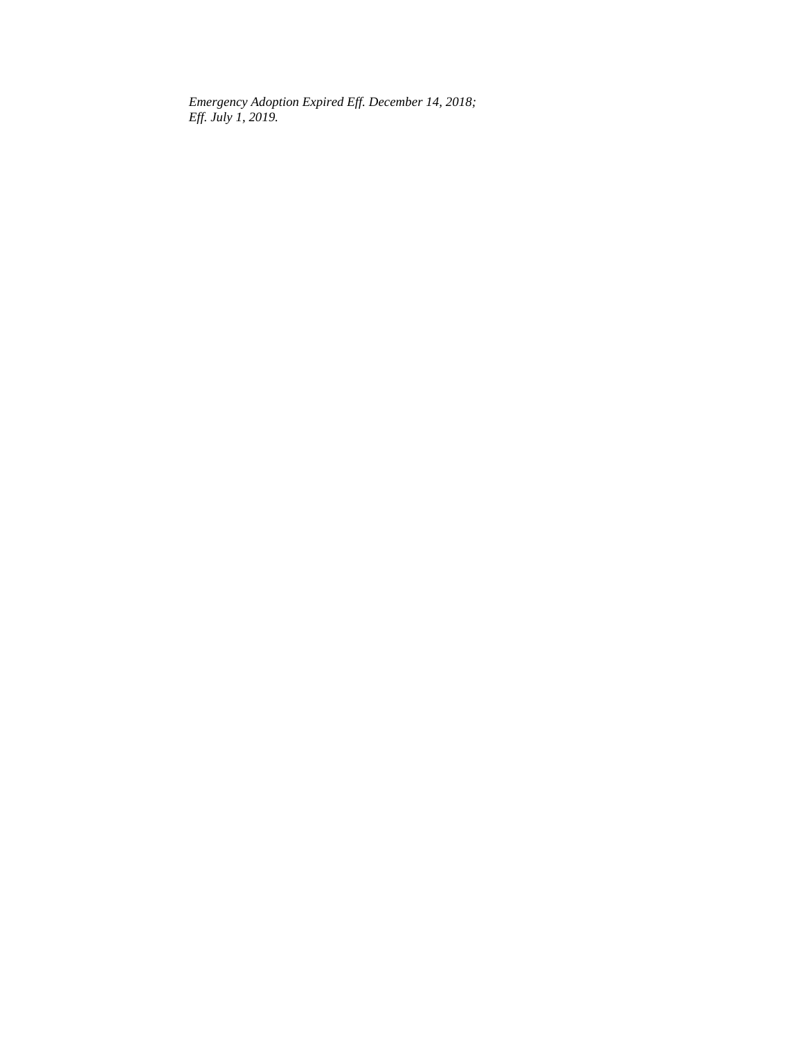*Emergency Adoption Expired Eff. December 14, 2018;*
*Eff. July 1, 2019.*